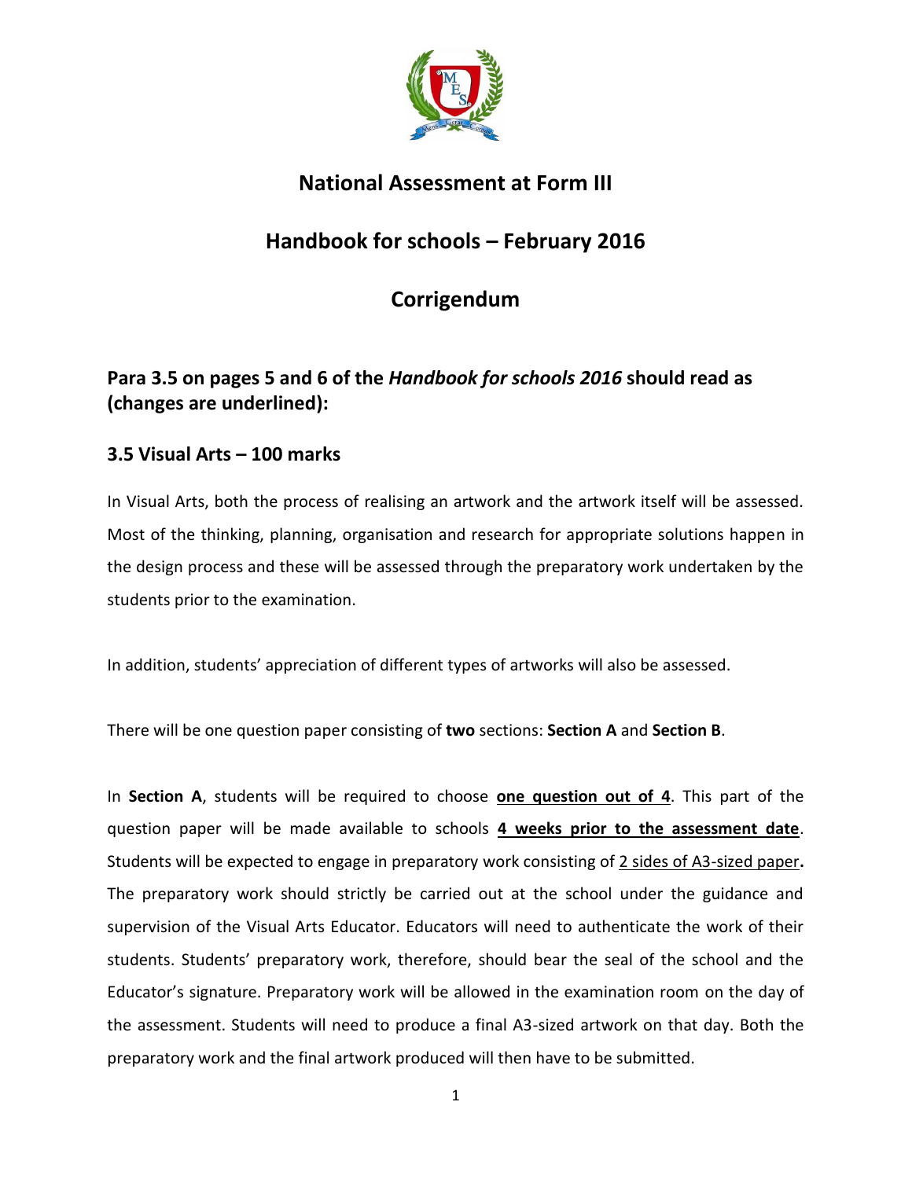# National Assessment at Form III

# Handbook for schools – February 2016

# Corrigendum

## Para 3.5 on pages 5 and 6 of the *Handbook for schools 2016* should read as (changes are underlined):

## 3.5 Visual Arts – 100 marks

In Visual Arts, both the process of realising an artwork and the artwork itself will be assessed. Most of the thinking, planning, organisation and research for appropriate solutions happen in the design process and these will be assessed through the preparatory work undertaken by the students prior to the examination.

In addition, students' appreciation of different types of artworks will also be assessed.

There will be one question paper consisting of **two** sections: **Section A** and **Section B**.

In **Section A**, students will be required to choose <u>**one question out of 4**</u>. This part of the question paper will be made available to schools <u>**4 weeks prior to the assessment date**</u>. Students will be expected to engage in preparatory work consisting of <u>2 sides of A3-sized paper</u>**.** The preparatory work should strictly be carried out at the school under the guidance and supervision of the Visual Arts Educator. Educators will need to authenticate the work of their students. Students' preparatory work, therefore, should bear the seal of the school and the Educator's signature. Preparatory work will be allowed in the examination room on the day of the assessment. Students will need to produce a final A3-sized artwork on that day. Both the preparatory work and the final artwork produced will then have to be submitted.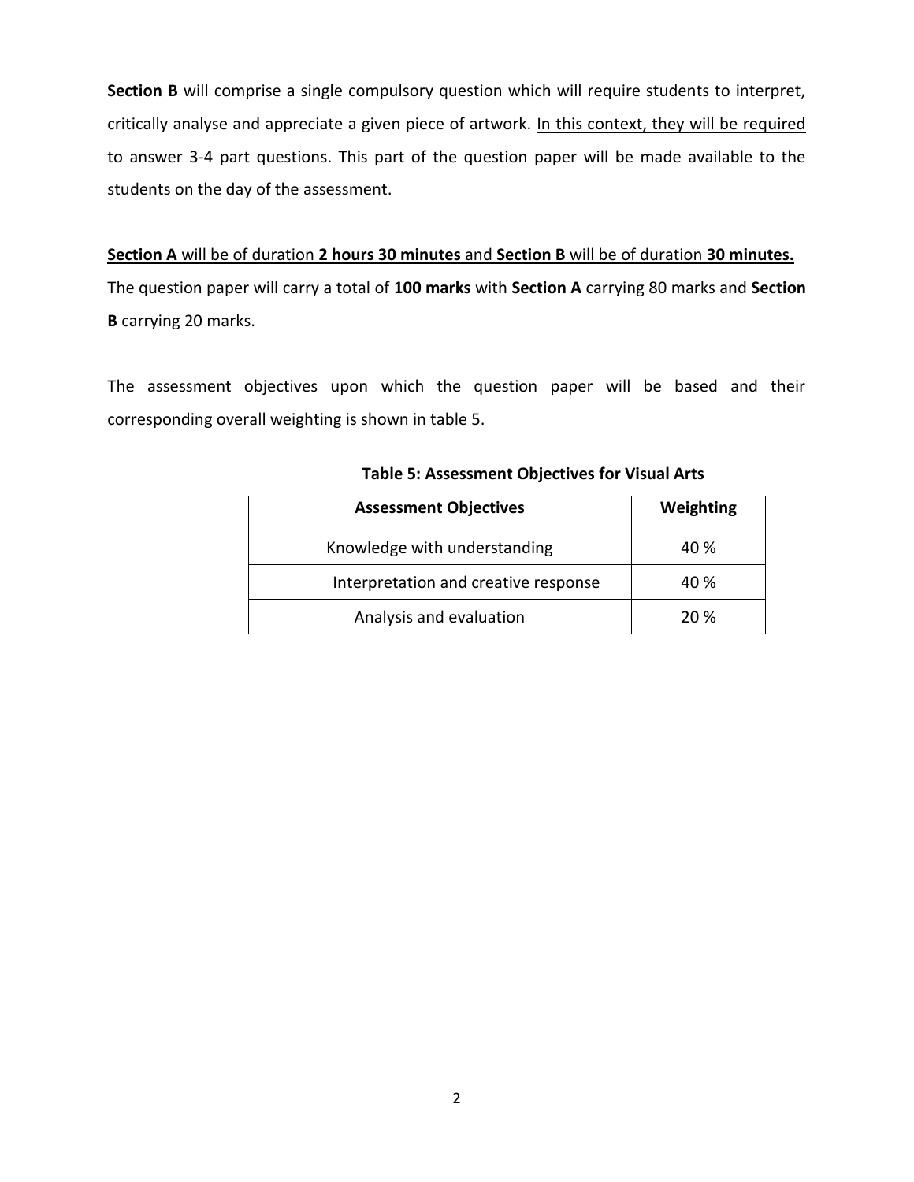**Section B** will comprise a single compulsory question which will require students to interpret, critically analyse and appreciate a given piece of artwork. In this context, they will be required to answer 3-4 part questions. This part of the question paper will be made available to the students on the day of the assessment.

**Section A** will be of duration **2 hours 30 minutes** and **Section B** will be of duration **30 minutes.**
The question paper will carry a total of **100 marks** with **Section A** carrying 80 marks and **Section B** carrying 20 marks.

The assessment objectives upon which the question paper will be based and their corresponding overall weighting is shown in table 5.

**Table 5: Assessment Objectives for Visual Arts**

| Assessment Objectives | Weighting |
|---|---|
| Knowledge with understanding | 40 % |
| Interpretation and creative response | 40 % |
| Analysis and evaluation | 20 % |